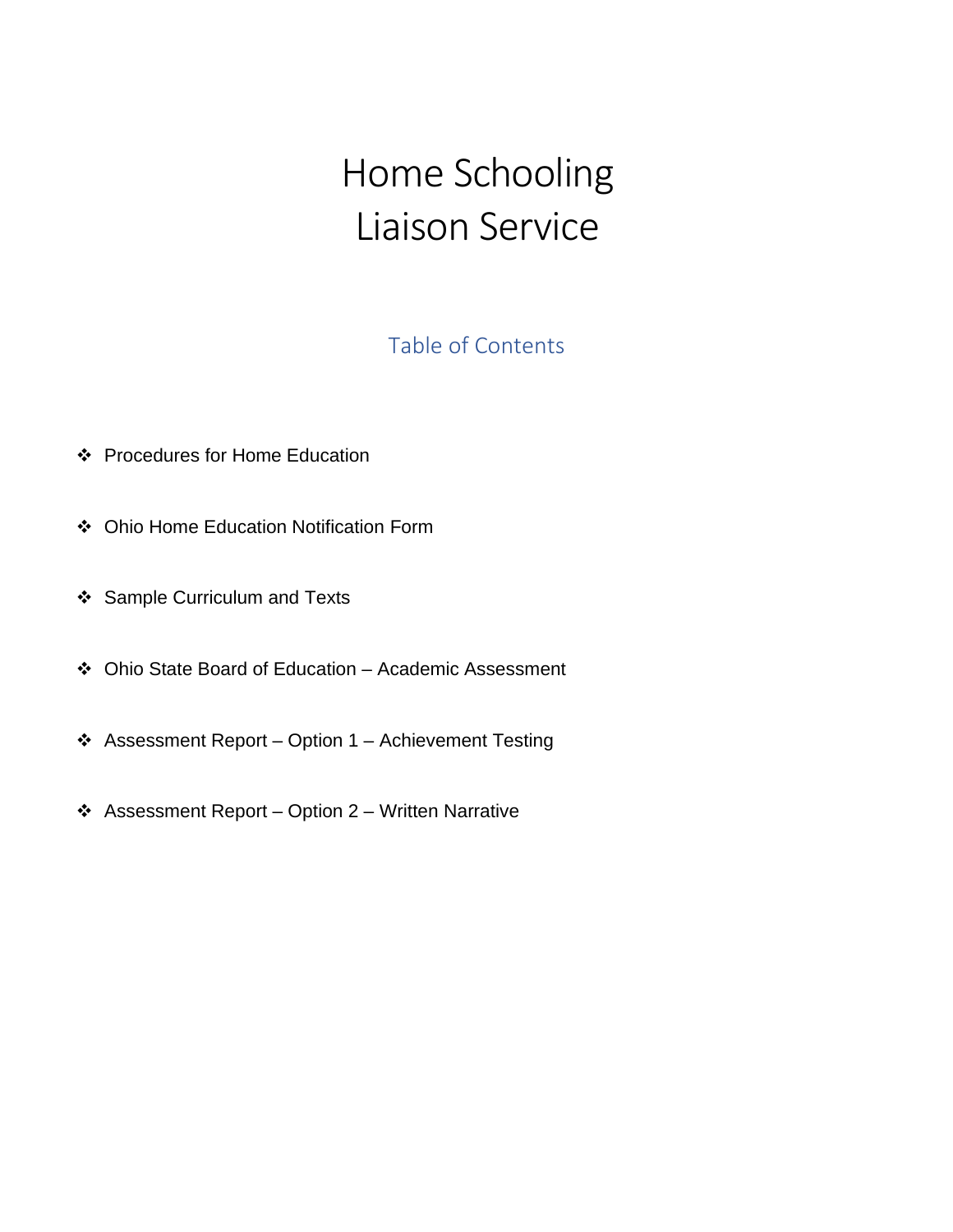# Home Schooling Liaison Service

## Table of Contents

- ❖ Procedures for Home Education
- ❖ Ohio Home Education Notification Form
- ❖ Sample Curriculum and Texts
- ❖ Ohio State Board of Education – Academic Assessment
- ❖ Assessment Report – Option 1 – Achievement Testing
- ❖ Assessment Report – Option 2 – Written Narrative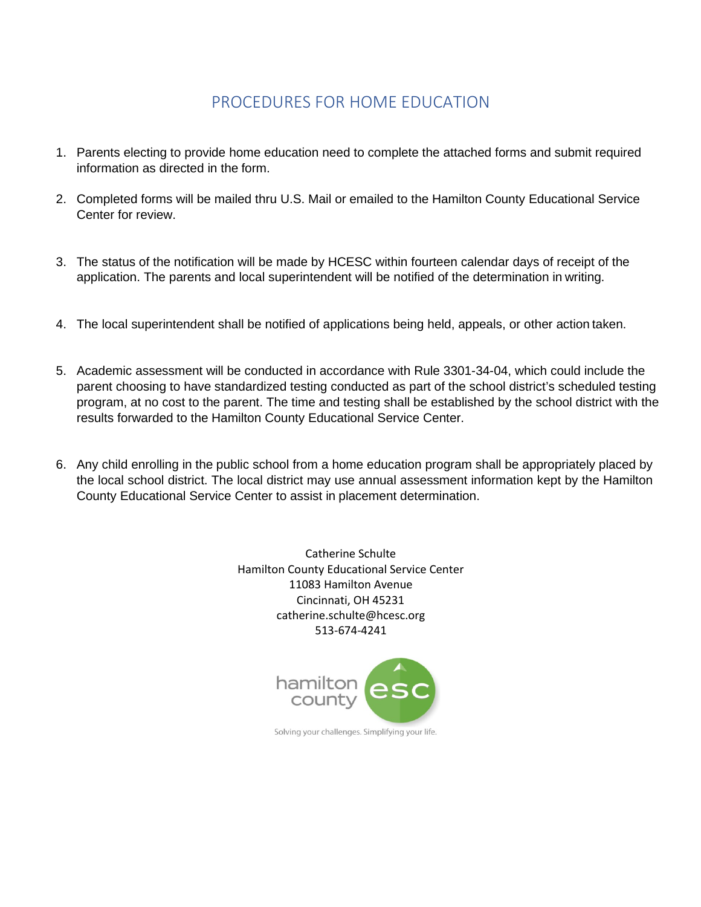# PROCEDURES FOR HOME EDUCATION

1. Parents electing to provide home education need to complete the attached forms and submit required information as directed in the form.

2. Completed forms will be mailed thru U.S. Mail or emailed to the Hamilton County Educational Service Center for review.

3. The status of the notification will be made by HCESC within fourteen calendar days of receipt of the application. The parents and local superintendent will be notified of the determination in writing.

4. The local superintendent shall be notified of applications being held, appeals, or other action taken.

5. Academic assessment will be conducted in accordance with Rule 3301-34-04, which could include the parent choosing to have standardized testing conducted as part of the school district's scheduled testing program, at no cost to the parent. The time and testing shall be established by the school district with the results forwarded to the Hamilton County Educational Service Center.

6. Any child enrolling in the public school from a home education program shall be appropriately placed by the local school district. The local district may use annual assessment information kept by the Hamilton County Educational Service Center to assist in placement determination.

Catherine Schulte
Hamilton County Educational Service Center
11083 Hamilton Avenue
Cincinnati, OH 45231
catherine.schulte@hcesc.org
513-674-4241

hamilton county esc

Solving your challenges. Simplifying your life.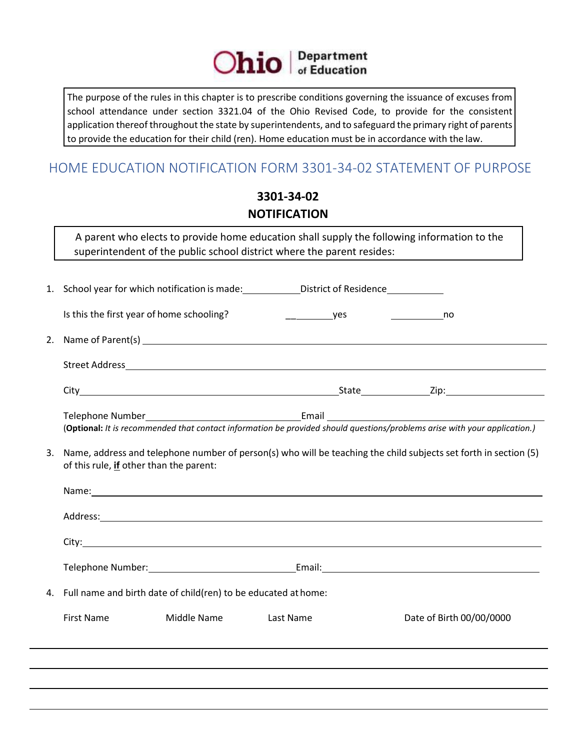Ohio | Department of Education

> The purpose of the rules in this chapter is to prescribe conditions governing the issuance of excuses from school attendance under section 3321.04 of the Ohio Revised Code, to provide for the consistent application thereof throughout the state by superintendents, and to safeguard the primary right of parents to provide the education for their child (ren). Home education must be in accordance with the law.

## HOME EDUCATION NOTIFICATION FORM 3301-34-02 STATEMENT OF PURPOSE

### 3301-34-02
### NOTIFICATION

> A parent who elects to provide home education shall supply the following information to the superintendent of the public school district where the parent resides:

1. School year for which notification is made:__________ District of Residence__________

   Is this the first year of home schooling? __________yes __________no

2. Name of Parent(s) ______________________________

   Street Address ______________________________

   City______________________________ State__________ Zip:__________

   Telephone Number______________________________ Email ______________________________

   (**Optional:** *It is recommended that contact information be provided should questions/problems arise with your application.)*

3. Name, address and telephone number of person(s) who will be teaching the child subjects set forth in section (5) of this rule, **if** other than the parent:

   Name:______________________________

   Address:______________________________

   City:______________________________

   Telephone Number:______________________________ Email:______________________________

4. Full name and birth date of child(ren) to be educated at home:

| First Name | Middle Name | Last Name | Date of Birth 00/00/0000 |
|---|---|---|---|
| | | | |
| | | | |
| | | | |
| | | | |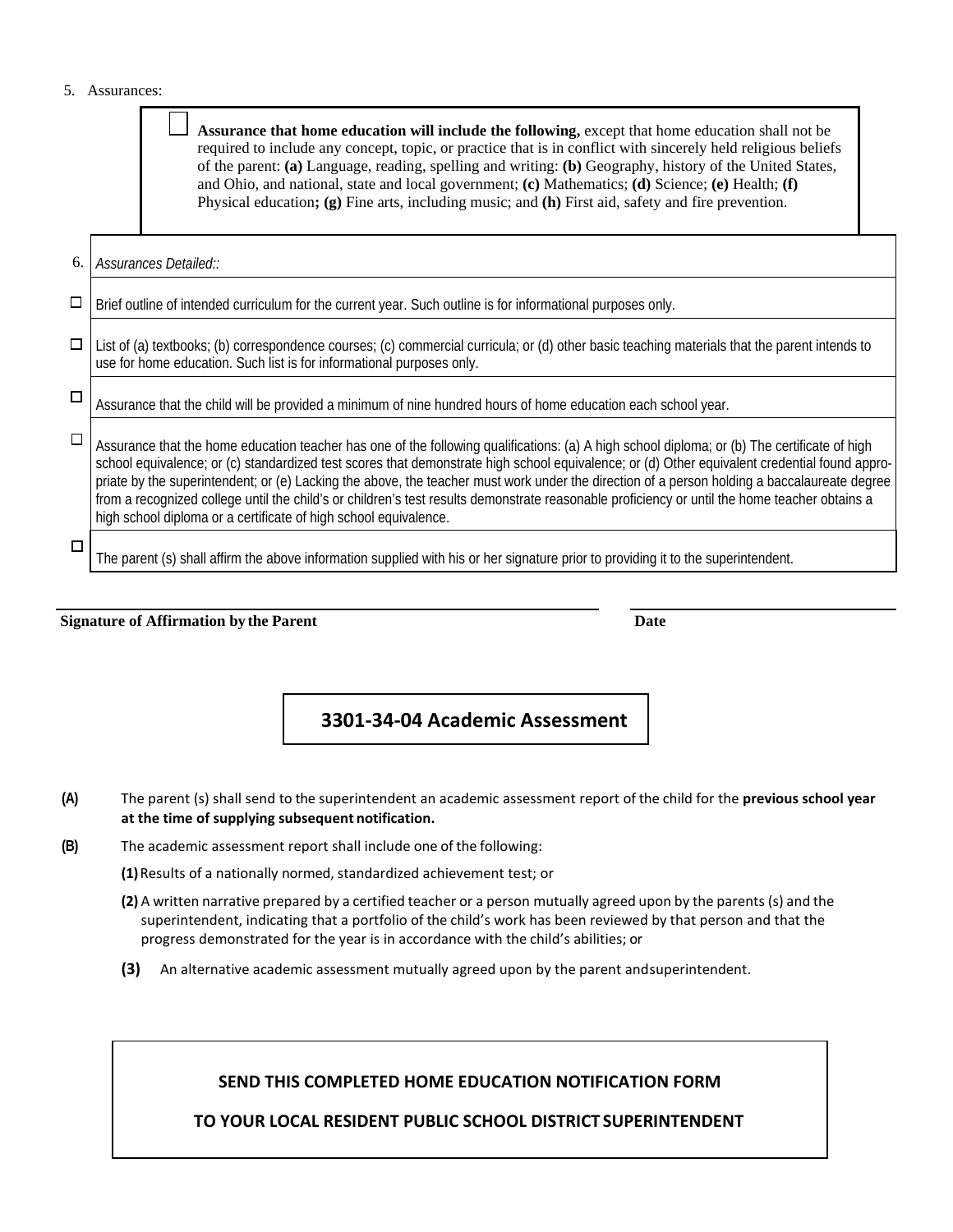5. Assurances:

☐ **Assurance that home education will include the following,** except that home education shall not be required to include any concept, topic, or practice that is in conflict with sincerely held religious beliefs of the parent: **(a)** Language, reading, spelling and writing: **(b)** Geography, history of the United States, and Ohio, and national, state and local government; **(c)** Mathematics; **(d)** Science; **(e)** Health; **(f)** Physical education**; (g)** Fine arts, including music; and **(h)** First aid, safety and fire prevention.

| 6. | *Assurances Detailed::* |
|---|---|
| ☐ | Brief outline of intended curriculum for the current year. Such outline is for informational purposes only. |
| ☐ | List of (a) textbooks; (b) correspondence courses; (c) commercial curricula; or (d) other basic teaching materials that the parent intends to use for home education. Such list is for informational purposes only. |
| ☐ | Assurance that the child will be provided a minimum of nine hundred hours of home education each school year. |
| ☐ | Assurance that the home education teacher has one of the following qualifications: (a) A high school diploma; or (b) The certificate of high school equivalence; or (c) standardized test scores that demonstrate high school equivalence; or (d) Other equivalent credential found appropriate by the superintendent; or (e) Lacking the above, the teacher must work under the direction of a person holding a baccalaureate degree from a recognized college until the child's or children's test results demonstrate reasonable proficiency or until the home teacher obtains a high school diploma or a certificate of high school equivalence. |
| ☐ | The parent (s) shall affirm the above information supplied with his or her signature prior to providing it to the superintendent. |

**Signature of Affirmation by the Parent** ______________________ **Date** ______________

## 3301-34-04 Academic Assessment

**(A)** The parent (s) shall send to the superintendent an academic assessment report of the child for the **previous school year at the time of supplying subsequent notification.**

**(B)** The academic assessment report shall include one of the following:

**(1)** Results of a nationally normed, standardized achievement test; or

**(2)** A written narrative prepared by a certified teacher or a person mutually agreed upon by the parents (s) and the superintendent, indicating that a portfolio of the child's work has been reviewed by that person and that the progress demonstrated for the year is in accordance with the child's abilities; or

**(3)** An alternative academic assessment mutually agreed upon by the parent andsuperintendent.

**SEND THIS COMPLETED HOME EDUCATION NOTIFICATION FORM**

**TO YOUR LOCAL RESIDENT PUBLIC SCHOOL DISTRICT SUPERINTENDENT**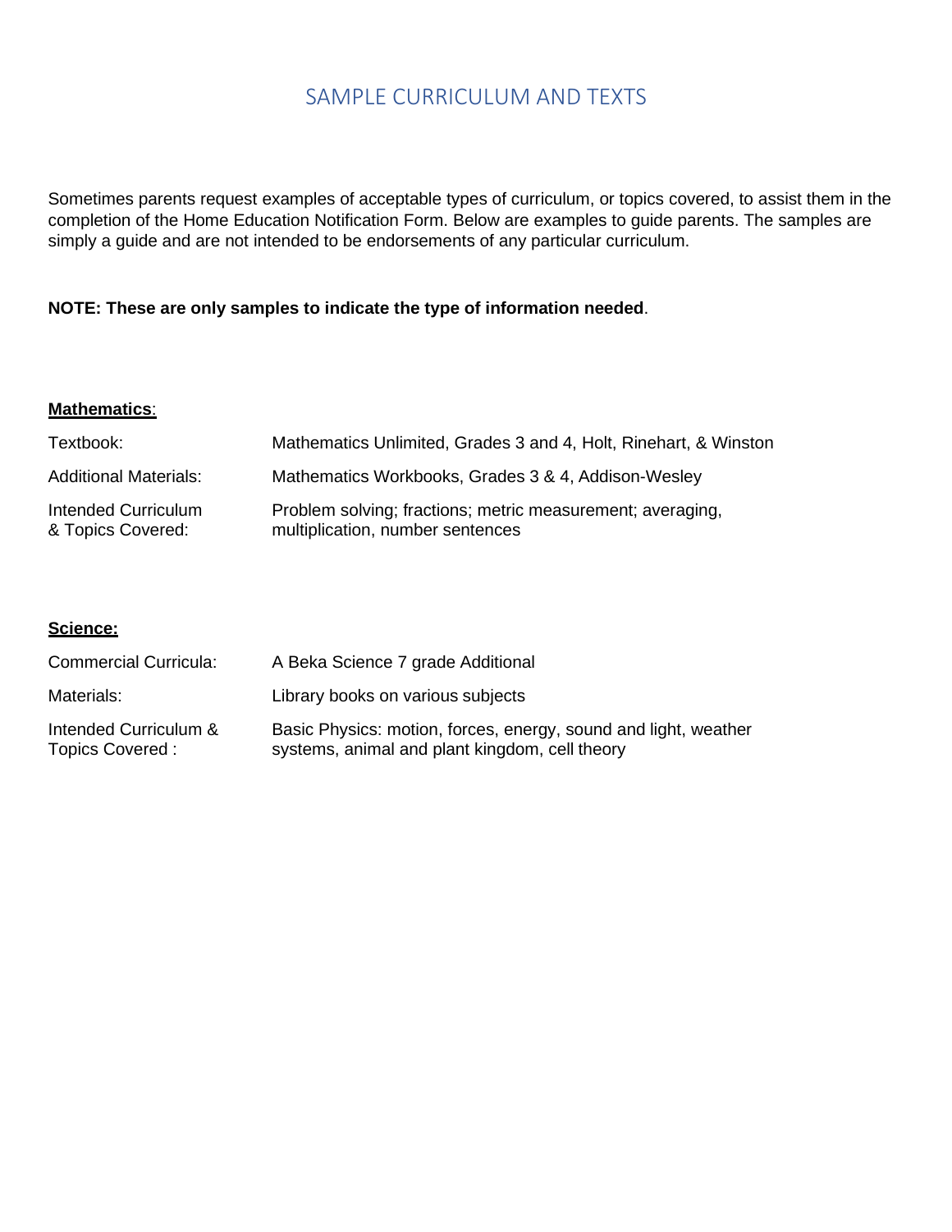# SAMPLE CURRICULUM AND TEXTS

Sometimes parents request examples of acceptable types of curriculum, or topics covered, to assist them in the completion of the Home Education Notification Form. Below are examples to guide parents. The samples are simply a guide and are not intended to be endorsements of any particular curriculum.

**NOTE: These are only samples to indicate the type of information needed**.

**Mathematics**:

| | |
|---|---|
| Textbook: | Mathematics Unlimited, Grades 3 and 4, Holt, Rinehart, & Winston |
| Additional Materials: | Mathematics Workbooks, Grades 3 & 4, Addison-Wesley |
| Intended Curriculum & Topics Covered: | Problem solving; fractions; metric measurement; averaging, multiplication, number sentences |

**Science:**

| | |
|---|---|
| Commercial Curricula: | A Beka Science 7 grade Additional |
| Materials: | Library books on various subjects |
| Intended Curriculum & Topics Covered : | Basic Physics: motion, forces, energy, sound and light, weather systems, animal and plant kingdom, cell theory |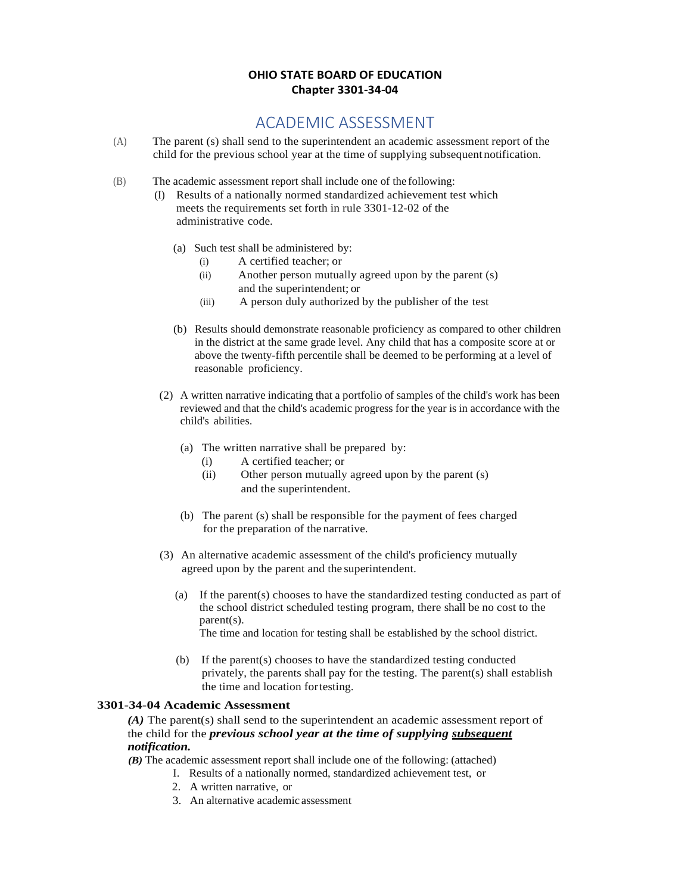**OHIO STATE BOARD OF EDUCATION**
**Chapter 3301-34-04**

# ACADEMIC ASSESSMENT

(A) The parent (s) shall send to the superintendent an academic assessment report of the child for the previous school year at the time of supplying subsequent notification.

(B) The academic assessment report shall include one of the following:

(I) Results of a nationally normed standardized achievement test which meets the requirements set forth in rule 3301-12-02 of the administrative code.

(a) Such test shall be administered by:
- (i) A certified teacher; or
- (ii) Another person mutually agreed upon by the parent (s) and the superintendent; or
- (iii) A person duly authorized by the publisher of the test

(b) Results should demonstrate reasonable proficiency as compared to other children in the district at the same grade level. Any child that has a composite score at or above the twenty-fifth percentile shall be deemed to be performing at a level of reasonable proficiency.

(2) A written narrative indicating that a portfolio of samples of the child's work has been reviewed and that the child's academic progress for the year is in accordance with the child's abilities.

(a) The written narrative shall be prepared by:
- (i) A certified teacher; or
- (ii) Other person mutually agreed upon by the parent (s) and the superintendent.

(b) The parent (s) shall be responsible for the payment of fees charged for the preparation of the narrative.

(3) An alternative academic assessment of the child's proficiency mutually agreed upon by the parent and the superintendent.

(a) If the parent(s) chooses to have the standardized testing conducted as part of the school district scheduled testing program, there shall be no cost to the parent(s).
The time and location for testing shall be established by the school district.

(b) If the parent(s) chooses to have the standardized testing conducted privately, the parents shall pay for the testing. The parent(s) shall establish the time and location for testing.

**3301-34-04 Academic Assessment**

***(A)*** The parent(s) shall send to the superintendent an academic assessment report of the child for the ***previous school year at the time of supplying <u>subsequent</u> notification.***

***(B)*** The academic assessment report shall include one of the following: (attached)

1. Results of a nationally normed, standardized achievement test, or
2. A written narrative, or
3. An alternative academic assessment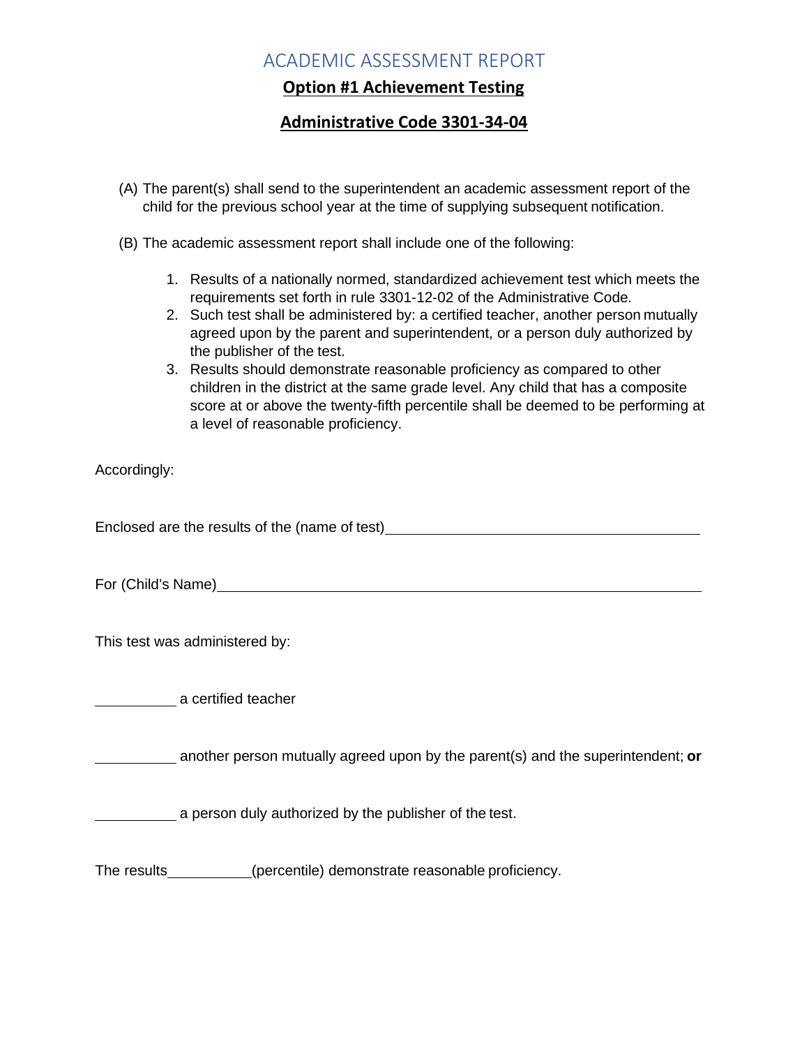# ACADEMIC ASSESSMENT REPORT

## **Option #1 Achievement Testing**

## **Administrative Code 3301-34-04**

(A) The parent(s) shall send to the superintendent an academic assessment report of the child for the previous school year at the time of supplying subsequent notification.

(B) The academic assessment report shall include one of the following:

1. Results of a nationally normed, standardized achievement test which meets the requirements set forth in rule 3301-12-02 of the Administrative Code.
2. Such test shall be administered by: a certified teacher, another person mutually agreed upon by the parent and superintendent, or a person duly authorized by the publisher of the test.
3. Results should demonstrate reasonable proficiency as compared to other children in the district at the same grade level. Any child that has a composite score at or above the twenty-fifth percentile shall be deemed to be performing at a level of reasonable proficiency.

Accordingly:

Enclosed are the results of the (name of test)\_\_\_\_\_\_\_\_\_\_\_\_\_\_\_\_\_\_\_\_\_\_\_\_\_\_\_\_\_\_\_\_\_\_\_\_\_\_\_\_

For (Child's Name)\_\_\_\_\_\_\_\_\_\_\_\_\_\_\_\_\_\_\_\_\_\_\_\_\_\_\_\_\_\_\_\_\_\_\_\_\_\_\_\_\_\_\_\_\_\_\_\_\_\_\_\_\_\_\_\_\_\_

This test was administered by:

\_\_\_\_\_\_\_\_\_\_ a certified teacher

\_\_\_\_\_\_\_\_\_\_ another person mutually agreed upon by the parent(s) and the superintendent; **or**

\_\_\_\_\_\_\_\_\_\_ a person duly authorized by the publisher of the test.

The results\_\_\_\_\_\_\_\_\_\_\_(percentile) demonstrate reasonable proficiency.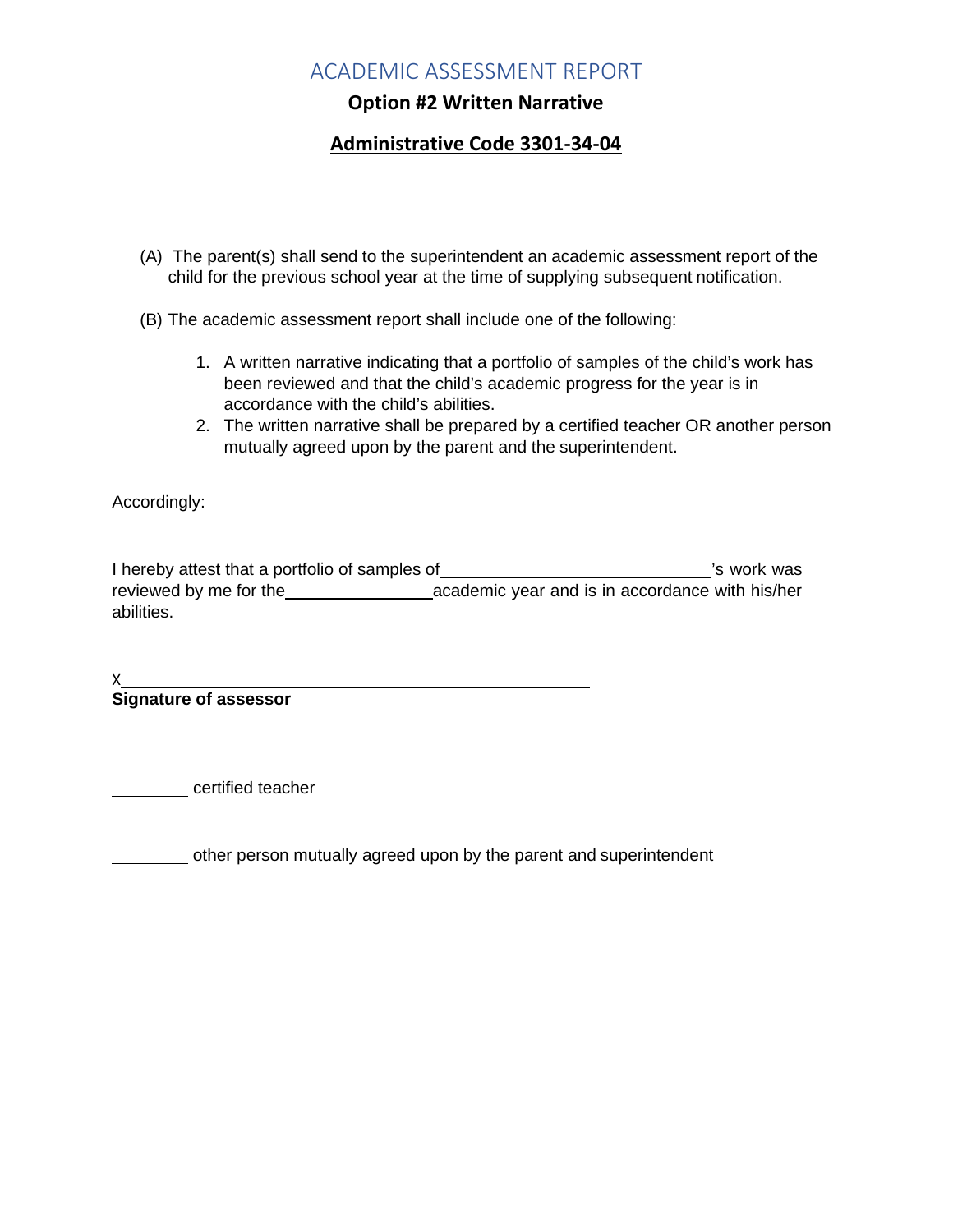# ACADEMIC ASSESSMENT REPORT

## **Option #2 Written Narrative**

## **Administrative Code 3301-34-04**

(A) The parent(s) shall send to the superintendent an academic assessment report of the child for the previous school year at the time of supplying subsequent notification.

(B) The academic assessment report shall include one of the following:

1. A written narrative indicating that a portfolio of samples of the child's work has been reviewed and that the child's academic progress for the year is in accordance with the child's abilities.
2. The written narrative shall be prepared by a certified teacher OR another person mutually agreed upon by the parent and the superintendent.

Accordingly:

I hereby attest that a portfolio of samples of ______________________________'s work was reviewed by me for the ________________ academic year and is in accordance with his/her abilities.

X____________________________________________________

**Signature of assessor**

________ certified teacher

________ other person mutually agreed upon by the parent and superintendent